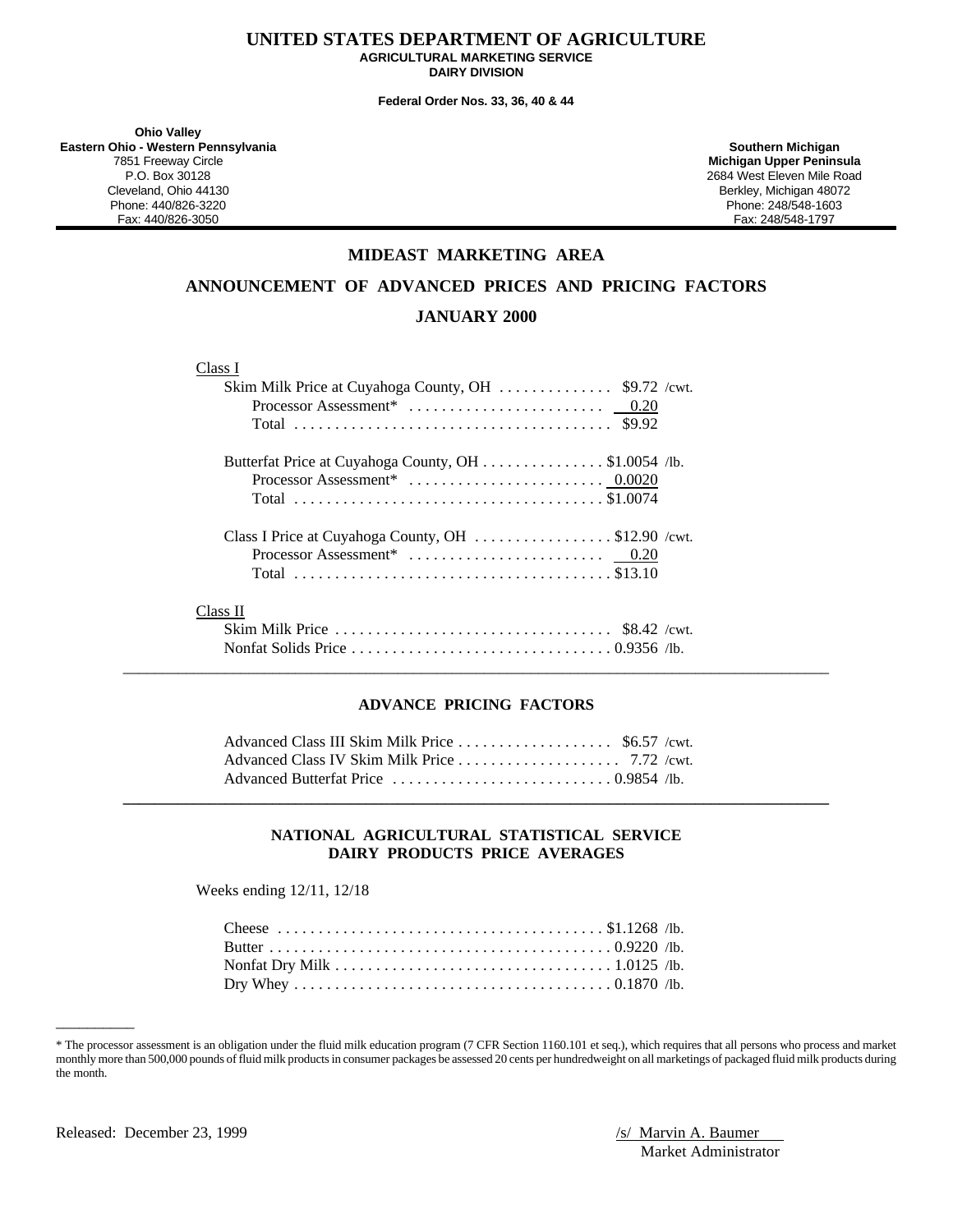# UNITED STATES DEPARTMENT OF AGRICULTURE

**AGRICULTURAL MARKETING SERVICE**
**DAIRY DIVISION**

**Federal Order Nos. 33, 36, 40 & 44**

**Ohio Valley**
**Eastern Ohio - Western Pennsylvania**
7851 Freeway Circle
P.O. Box 30128
Cleveland, Ohio 44130
Phone: 440/826-3220
Fax: 440/826-3050

**Southern Michigan**
**Michigan Upper Peninsula**
2684 West Eleven Mile Road
Berkley, Michigan 48072
Phone: 248/548-1603
Fax: 248/548-1797

## MIDEAST MARKETING AREA

## ANNOUNCEMENT OF ADVANCED PRICES AND PRICING FACTORS

## JANUARY 2000

Class I

| | | |
|---|---|---|
| Skim Milk Price at Cuyahoga County, OH | $9.72 | /cwt. |
| Processor Assessment* | 0.20 | |
| Total | $9.92 | |
| Butterfat Price at Cuyahoga County, OH | $1.0054 | /lb. |
| Processor Assessment* | 0.0020 | |
| Total | $1.0074 | |
| Class I Price at Cuyahoga County, OH | $12.90 | /cwt. |
| Processor Assessment* | 0.20 | |
| Total | $13.10 | |

Class II

| | | |
|---|---|---|
| Skim Milk Price | $8.42 | /cwt. |
| Nonfat Solids Price | 0.9356 | /lb. |

### ADVANCE PRICING FACTORS

| | | |
|---|---|---|
| Advanced Class III Skim Milk Price | $6.57 | /cwt. |
| Advanced Class IV Skim Milk Price | 7.72 | /cwt. |
| Advanced Butterfat Price | 0.9854 | /lb. |

### NATIONAL AGRICULTURAL STATISTICAL SERVICE DAIRY PRODUCTS PRICE AVERAGES

Weeks ending 12/11, 12/18

| | | |
|---|---|---|
| Cheese | $1.1268 | /lb. |
| Butter | 0.9220 | /lb. |
| Nonfat Dry Milk | 1.0125 | /lb. |
| Dry Whey | 0.1870 | /lb. |

* The processor assessment is an obligation under the fluid milk education program (7 CFR Section 1160.101 et seq.), which requires that all persons who process and market monthly more than 500,000 pounds of fluid milk products in consumer packages be assessed 20 cents per hundredweight on all marketings of packaged fluid milk products during the month.

Released: December 23, 1999

/s/ Marvin A. Baumer
Market Administrator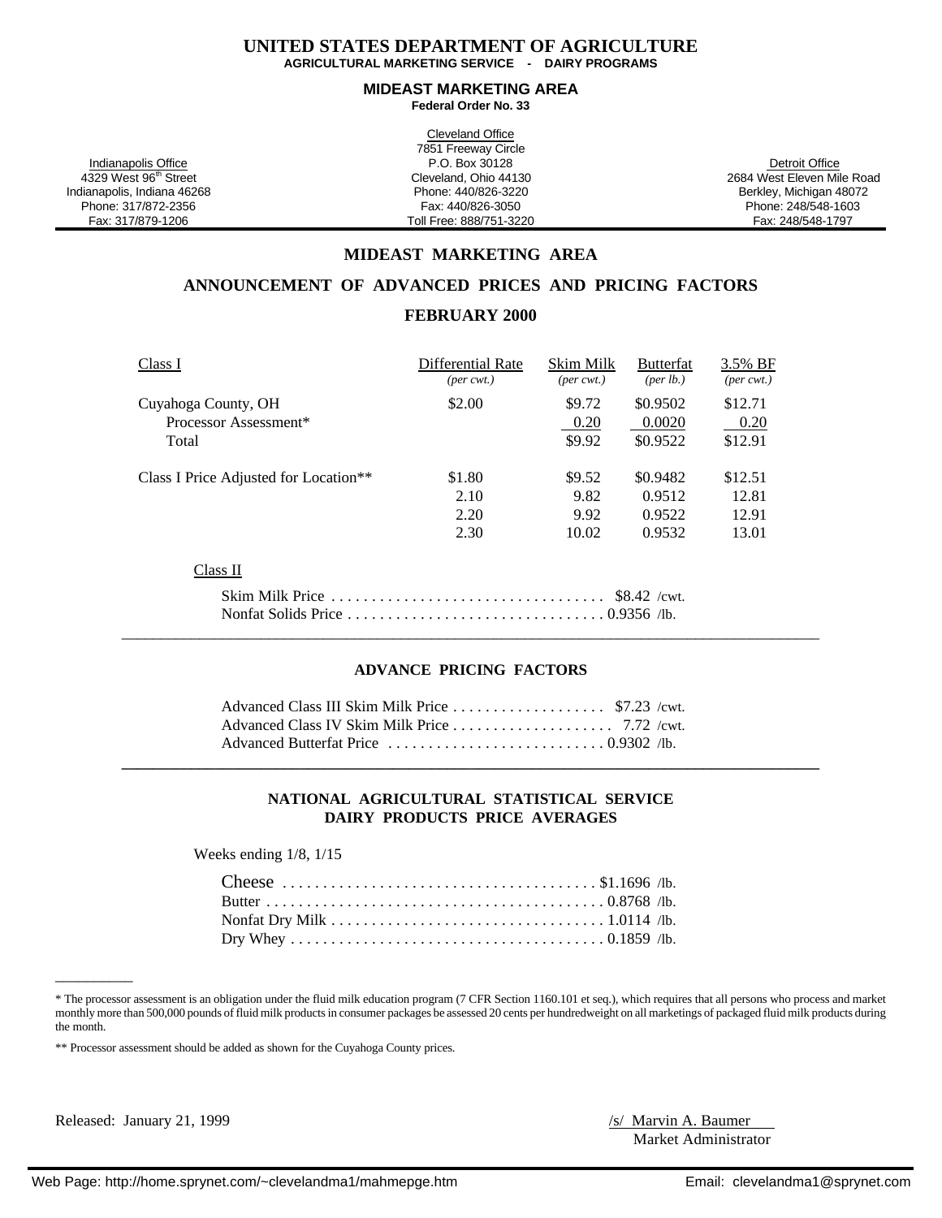# UNITED STATES DEPARTMENT OF AGRICULTURE
**AGRICULTURAL MARKETING SERVICE - DAIRY PROGRAMS**

## MIDEAST MARKETING AREA
**Federal Order No. 33**

| Indianapolis Office | Cleveland Office | Detroit Office |
|---|---|---|
| 4329 West 96th Street | 7851 Freeway Circle | 2684 West Eleven Mile Road |
| Indianapolis, Indiana 46268 | P.O. Box 30128 | Berkley, Michigan 48072 |
| Phone: 317/872-2356 | Cleveland, Ohio 44130 | Phone: 248/548-1603 |
| Fax: 317/879-1206 | Phone: 440/826-3220 | Fax: 248/548-1797 |
| | Fax: 440/826-3050 | |
| | Toll Free: 888/751-3220 | |

## MIDEAST MARKETING AREA

## ANNOUNCEMENT OF ADVANCED PRICES AND PRICING FACTORS

## FEBRUARY 2000

| Class I | Differential Rate *(per cwt.)* | Skim Milk *(per cwt.)* | Butterfat *(per lb.)* | 3.5% BF *(per cwt.)* |
|---|---|---|---|---|
| Cuyahoga County, OH | $2.00 | $9.72 | $0.9502 | $12.71 |
| Processor Assessment* | | 0.20 | 0.0020 | 0.20 |
| Total | | $9.92 | $0.9522 | $12.91 |
| Class I Price Adjusted for Location** | $1.80 | $9.52 | $0.9482 | $12.51 |
| | 2.10 | 9.82 | 0.9512 | 12.81 |
| | 2.20 | 9.92 | 0.9522 | 12.91 |
| | 2.30 | 10.02 | 0.9532 | 13.01 |

Class II

Skim Milk Price . . . . . . . . . . . . . . . . . . . . . . . . . . . . . . . . . . $8.42 /cwt.
Nonfat Solids Price . . . . . . . . . . . . . . . . . . . . . . . . . . . . . . . . 0.9356 /lb.

### ADVANCE PRICING FACTORS

Advanced Class III Skim Milk Price . . . . . . . . . . . . . . . . . . . $7.23 /cwt.
Advanced Class IV Skim Milk Price . . . . . . . . . . . . . . . . . . . . 7.72 /cwt.
Advanced Butterfat Price . . . . . . . . . . . . . . . . . . . . . . . . . . . 0.9302 /lb.

### NATIONAL AGRICULTURAL STATISTICAL SERVICE DAIRY PRODUCTS PRICE AVERAGES

Weeks ending 1/8, 1/15

Cheese . . . . . . . . . . . . . . . . . . . . . . . . . . . . . . . . . . . . . . . $1.1696 /lb.
Butter . . . . . . . . . . . . . . . . . . . . . . . . . . . . . . . . . . . . . . . . . . 0.8768 /lb.
Nonfat Dry Milk . . . . . . . . . . . . . . . . . . . . . . . . . . . . . . . . . . 1.0114 /lb.
Dry Whey . . . . . . . . . . . . . . . . . . . . . . . . . . . . . . . . . . . . . . . 0.1859 /lb.

\* The processor assessment is an obligation under the fluid milk education program (7 CFR Section 1160.101 et seq.), which requires that all persons who process and market monthly more than 500,000 pounds of fluid milk products in consumer packages be assessed 20 cents per hundredweight on all marketings of packaged fluid milk products during the month.

\*\* Processor assessment should be added as shown for the Cuyahoga County prices.

Released: January 21, 1999

/s/ Marvin A. Baumer
Market Administrator

Web Page: http://home.sprynet.com/~clevelandma1/mahmepge.htm    Email: clevelandma1@sprynet.com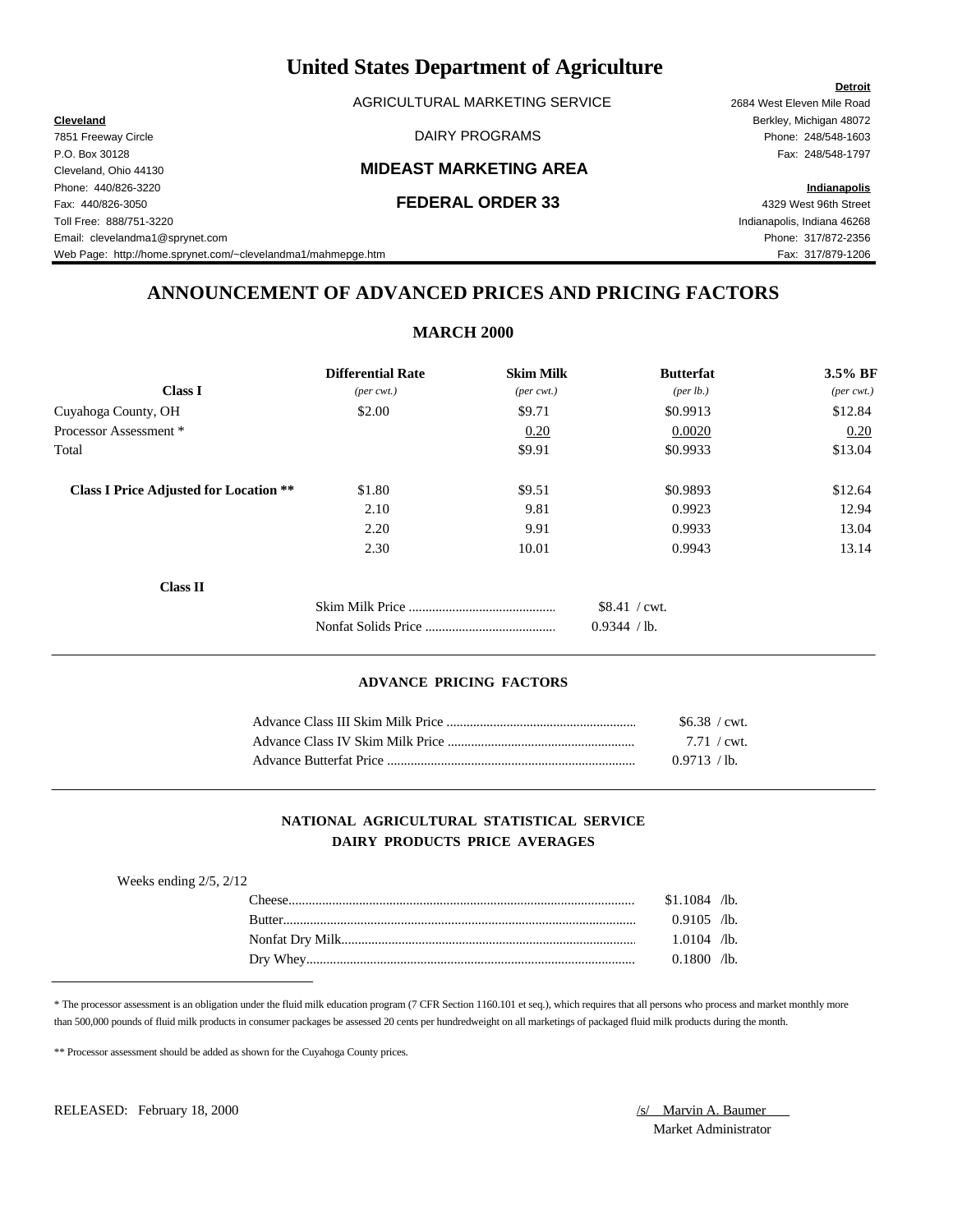# United States Department of Agriculture

AGRICULTURAL MARKETING SERVICE

DAIRY PROGRAMS

## MIDEAST MARKETING AREA

## FEDERAL ORDER 33

**Cleveland**
7851 Freeway Circle
P.O. Box 30128
Cleveland, Ohio 44130
Phone: 440/826-3220
Fax: 440/826-3050
Toll Free: 888/751-3220
Email: clevelandma1@sprynet.com
Web Page: http://home.sprynet.com/~clevelandma1/mahmepge.htm

**Detroit**
2684 West Eleven Mile Road
Berkley, Michigan 48072
Phone: 248/548-1603
Fax: 248/548-1797

**Indianapolis**
4329 West 96th Street
Indianapolis, Indiana 46268
Phone: 317/872-2356
Fax: 317/879-1206

## ANNOUNCEMENT OF ADVANCED PRICES AND PRICING FACTORS

### MARCH 2000

| **Class I** | **Differential Rate** *(per cwt.)* | **Skim Milk** *(per cwt.)* | **Butterfat** *(per lb.)* | **3.5% BF** *(per cwt.)* |
|---|---|---|---|---|
| Cuyahoga County, OH | $2.00 | $9.71 | $0.9913 | $12.84 |
| Processor Assessment * | | 0.20 | 0.0020 | 0.20 |
| Total | | $9.91 | $0.9933 | $13.04 |
| **Class I Price Adjusted for Location \*\*** | $1.80 | $9.51 | $0.9893 | $12.64 |
| | 2.10 | 9.81 | 0.9923 | 12.94 |
| | 2.20 | 9.91 | 0.9933 | 13.04 |
| | 2.30 | 10.01 | 0.9943 | 13.14 |

**Class II**

| | |
|---|---|
| Skim Milk Price | $8.41 / cwt. |
| Nonfat Solids Price | 0.9344 / lb. |

#### ADVANCE PRICING FACTORS

| | |
|---|---|
| Advance Class III Skim Milk Price | $6.38 / cwt. |
| Advance Class IV Skim Milk Price | 7.71 / cwt. |
| Advance Butterfat Price | 0.9713 / lb. |

#### NATIONAL AGRICULTURAL STATISTICAL SERVICE DAIRY PRODUCTS PRICE AVERAGES

Weeks ending 2/5, 2/12

| | |
|---|---|
| Cheese | $1.1084 /lb. |
| Butter | 0.9105 /lb. |
| Nonfat Dry Milk | 1.0104 /lb. |
| Dry Whey | 0.1800 /lb. |

* The processor assessment is an obligation under the fluid milk education program (7 CFR Section 1160.101 et seq.), which requires that all persons who process and market monthly more than 500,000 pounds of fluid milk products in consumer packages be assessed 20 cents per hundredweight on all marketings of packaged fluid milk products during the month.

** Processor assessment should be added as shown for the Cuyahoga County prices.

RELEASED: February 18, 2000

/s/ Marvin A. Baumer
Market Administrator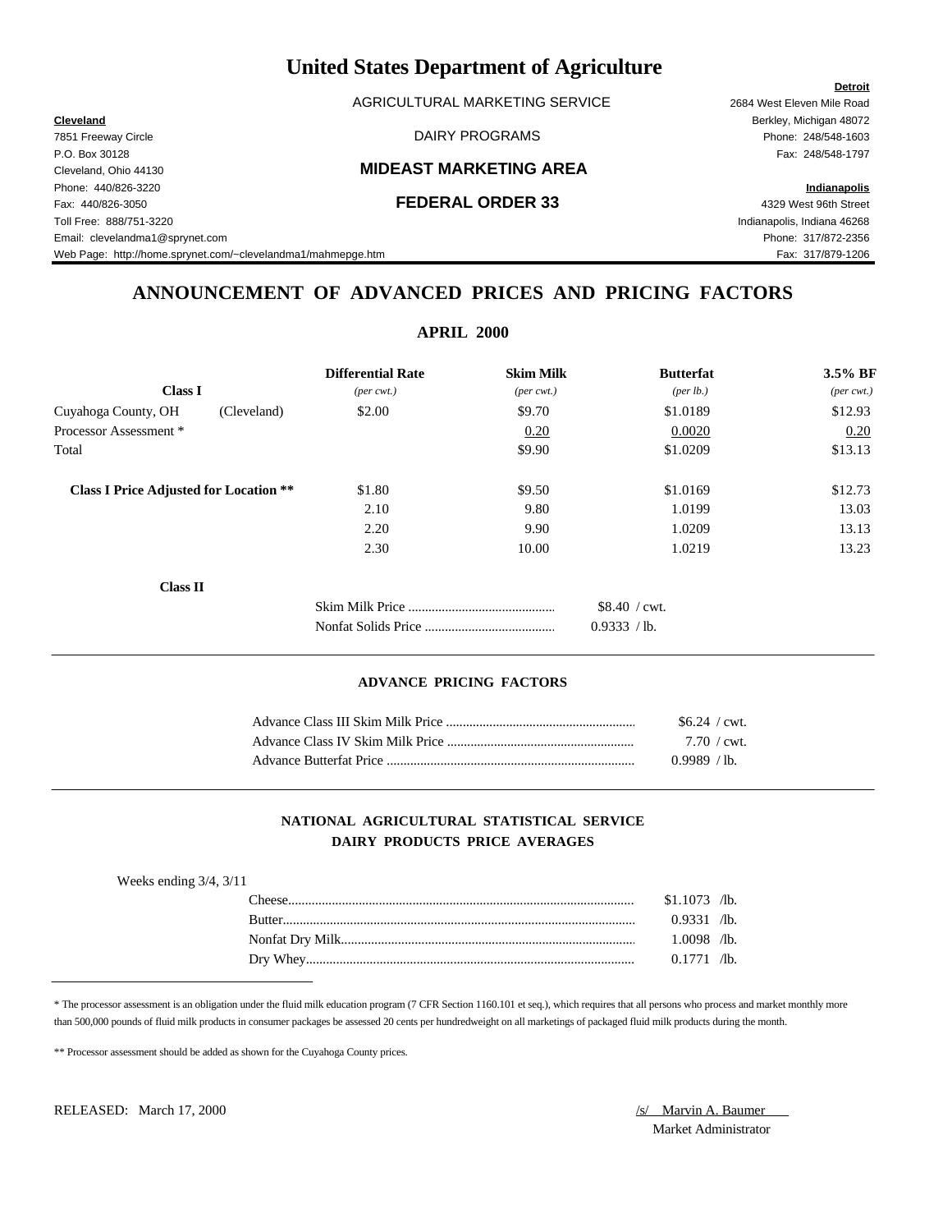# United States Department of Agriculture

AGRICULTURAL MARKETING SERVICE

DAIRY PROGRAMS

## MIDEAST MARKETING AREA

## FEDERAL ORDER 33

**Cleveland**
7851 Freeway Circle
P.O. Box 30128
Cleveland, Ohio 44130
Phone: 440/826-3220
Fax: 440/826-3050
Toll Free: 888/751-3220
Email: clevelandma1@sprynet.com
Web Page: http://home.sprynet.com/~clevelandma1/mahmepge.htm

**Detroit**
2684 West Eleven Mile Road
Berkley, Michigan 48072
Phone: 248/548-1603
Fax: 248/548-1797

**Indianapolis**
4329 West 96th Street
Indianapolis, Indiana 46268
Phone: 317/872-2356
Fax: 317/879-1206

## ANNOUNCEMENT OF ADVANCED PRICES AND PRICING FACTORS

### APRIL 2000

| Class I | | Differential Rate (per cwt.) | Skim Milk (per cwt.) | Butterfat (per lb.) | 3.5% BF (per cwt.) |
|---|---|---|---|---|---|
| Cuyahoga County, OH | (Cleveland) | $2.00 | $9.70 | $1.0189 | $12.93 |
| Processor Assessment * | | | 0.20 | 0.0020 | 0.20 |
| Total | | | $9.90 | $1.0209 | $13.13 |
| **Class I Price Adjusted for Location \*\*** | | $1.80 | $9.50 | $1.0169 | $12.73 |
| | | 2.10 | 9.80 | 1.0199 | 13.03 |
| | | 2.20 | 9.90 | 1.0209 | 13.13 |
| | | 2.30 | 10.00 | 1.0219 | 13.23 |

**Class II**

| | |
|---|---|
| Skim Milk Price | $8.40 / cwt. |
| Nonfat Solids Price | 0.9333 / lb. |

### ADVANCE PRICING FACTORS

| | |
|---|---|
| Advance Class III Skim Milk Price | $6.24 / cwt. |
| Advance Class IV Skim Milk Price | 7.70 / cwt. |
| Advance Butterfat Price | 0.9989 / lb. |

### NATIONAL AGRICULTURAL STATISTICAL SERVICE
### DAIRY PRODUCTS PRICE AVERAGES

Weeks ending 3/4, 3/11

| | |
|---|---|
| Cheese | $1.1073 /lb. |
| Butter | 0.9331 /lb. |
| Nonfat Dry Milk | 1.0098 /lb. |
| Dry Whey | 0.1771 /lb. |

* The processor assessment is an obligation under the fluid milk education program (7 CFR Section 1160.101 et seq.), which requires that all persons who process and market monthly more than 500,000 pounds of fluid milk products in consumer packages be assessed 20 cents per hundredweight on all marketings of packaged fluid milk products during the month.

** Processor assessment should be added as shown for the Cuyahoga County prices.

RELEASED: March 17, 2000

/s/ Marvin A. Baumer
Market Administrator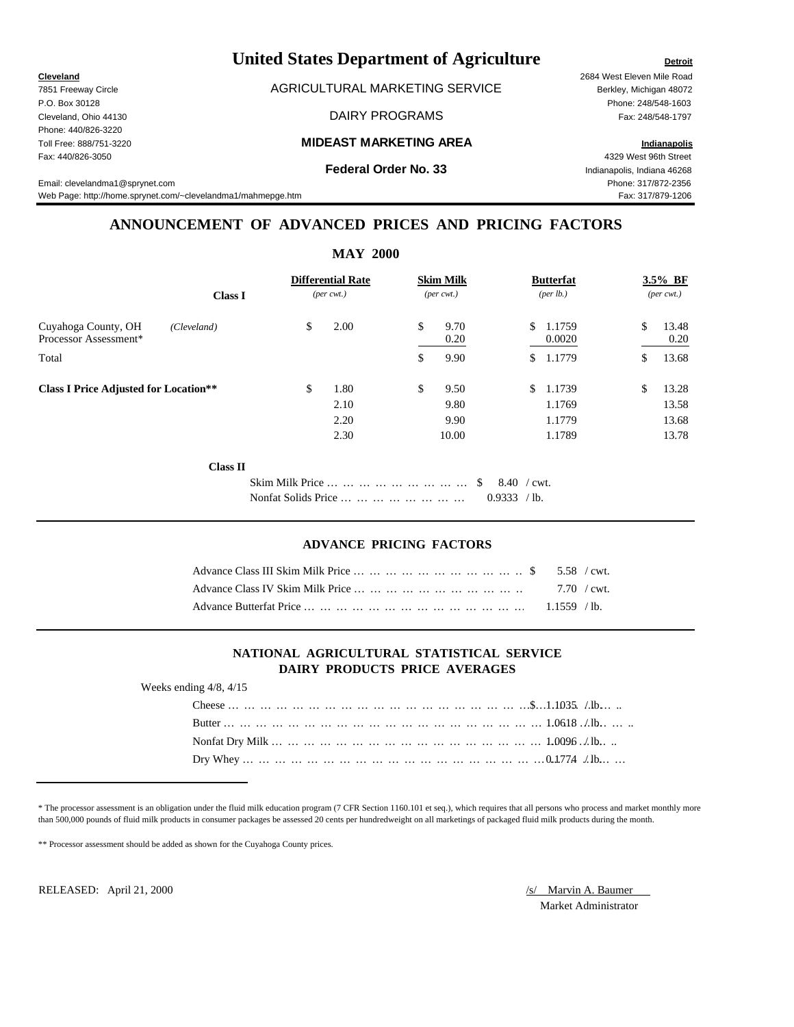# United States Department of Agriculture

**Cleveland**
7851 Freeway Circle
P.O. Box 30128
Cleveland, Ohio 44130
Phone: 440/826-3220
Toll Free: 888/751-3220
Fax: 440/826-3050
Email: clevelandma1@sprynet.com
Web Page: http://home.sprynet.com/~clevelandma1/mahmepge.htm

AGRICULTURAL MARKETING SERVICE

DAIRY PROGRAMS

**MIDEAST MARKETING AREA**

**Federal Order No. 33**

**Detroit**
2684 West Eleven Mile Road
Berkley, Michigan 48072
Phone: 248/548-1603
Fax: 248/548-1797

**Indianapolis**
4329 West 96th Street
Indianapolis, Indiana 46268
Phone: 317/872-2356
Fax: 317/879-1206

## ANNOUNCEMENT OF ADVANCED PRICES AND PRICING FACTORS

### MAY 2000

| **Class I** | | **Differential Rate** *(per cwt.)* | **Skim Milk** *(per cwt.)* | **Butterfat** *(per lb.)* | **3.5% BF** *(per cwt.)* |
|---|---|---|---|---|---|
| Cuyahoga County, OH | *(Cleveland)* | $ 2.00 | $ 9.70 | $ 1.1759 | $ 13.48 |
| Processor Assessment* | | | 0.20 | 0.0020 | 0.20 |
| Total | | | $ 9.90 | $ 1.1779 | $ 13.68 |
| **Class I Price Adjusted for Location**** | | $ 1.80 | $ 9.50 | $ 1.1739 | $ 13.28 |
| | | 2.10 | 9.80 | 1.1769 | 13.58 |
| | | 2.20 | 9.90 | 1.1779 | 13.68 |
| | | 2.30 | 10.00 | 1.1789 | 13.78 |

**Class II**

Skim Milk Price … … … … … … … … $ 8.40 / cwt.
Nonfat Solids Price … … … … … … … 0.9333 / lb.

### ADVANCE PRICING FACTORS

Advance Class III Skim Milk Price … … … … … … … … … … $ 5.58 / cwt.
Advance Class IV Skim Milk Price … … … … … … … … … … 7.70 / cwt.
Advance Butterfat Price … … … … … … … … … … … … … 1.1559 / lb.

### NATIONAL AGRICULTURAL STATISTICAL SERVICE DAIRY PRODUCTS PRICE AVERAGES

Weeks ending 4/8, 4/15

Cheese … … … … … … … … … … … … … … … … … … $ 1.1035 / lb.
Butter … … … … … … … … … … … … … … … … … … 1.0618 / lb.
Nonfat Dry Milk … … … … … … … … … … … … … … … 1.0096 / lb.
Dry Whey … … … … … … … … … … … … … … … … … 0.1774 / lb.

\* The processor assessment is an obligation under the fluid milk education program (7 CFR Section 1160.101 et seq.), which requires that all persons who process and market monthly more than 500,000 pounds of fluid milk products in consumer packages be assessed 20 cents per hundredweight on all marketings of packaged fluid milk products during the month.

\** Processor assessment should be added as shown for the Cuyahoga County prices.

RELEASED: April 21, 2000

/s/ Marvin A. Baumer
Market Administrator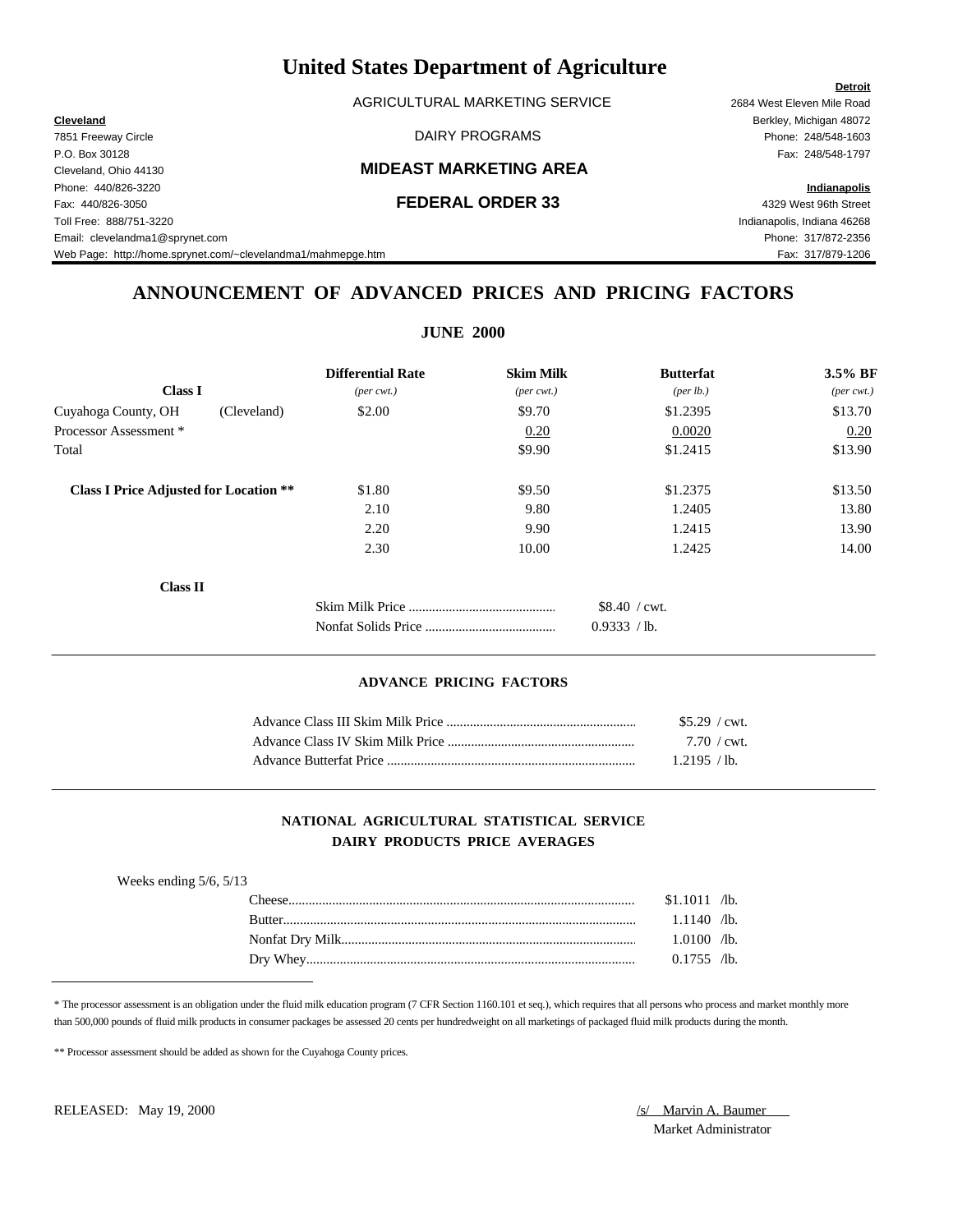# United States Department of Agriculture

AGRICULTURAL MARKETING SERVICE

DAIRY PROGRAMS

## MIDEAST MARKETING AREA

## FEDERAL ORDER 33

**Cleveland**
7851 Freeway Circle
P.O. Box 30128
Cleveland, Ohio 44130
Phone: 440/826-3220
Fax: 440/826-3050
Toll Free: 888/751-3220
Email: clevelandma1@sprynet.com
Web Page: http://home.sprynet.com/~clevelandma1/mahmepge.htm

**Detroit**
2684 West Eleven Mile Road
Berkley, Michigan 48072
Phone: 248/548-1603
Fax: 248/548-1797

**Indianapolis**
4329 West 96th Street
Indianapolis, Indiana 46268
Phone: 317/872-2356
Fax: 317/879-1206

# ANNOUNCEMENT OF ADVANCED PRICES AND PRICING FACTORS

## JUNE 2000

| **Class I** | | **Differential Rate** *(per cwt.)* | **Skim Milk** *(per cwt.)* | **Butterfat** *(per lb.)* | **3.5% BF** *(per cwt.)* |
|---|---|---|---|---|---|
| Cuyahoga County, OH | (Cleveland) | $2.00 | $9.70 | $1.2395 | $13.70 |
| Processor Assessment * | | | 0.20 | 0.0020 | 0.20 |
| Total | | | $9.90 | $1.2415 | $13.90 |
| **Class I Price Adjusted for Location ** ** | | $1.80 | $9.50 | $1.2375 | $13.50 |
| | | 2.10 | 9.80 | 1.2405 | 13.80 |
| | | 2.20 | 9.90 | 1.2415 | 13.90 |
| | | 2.30 | 10.00 | 1.2425 | 14.00 |

**Class II**

| | |
|---|---|
| Skim Milk Price | $8.40 / cwt. |
| Nonfat Solids Price | 0.9333 / lb. |

### ADVANCE PRICING FACTORS

| | |
|---|---|
| Advance Class III Skim Milk Price | $5.29 / cwt. |
| Advance Class IV Skim Milk Price | 7.70 / cwt. |
| Advance Butterfat Price | 1.2195 / lb. |

### NATIONAL AGRICULTURAL STATISTICAL SERVICE DAIRY PRODUCTS PRICE AVERAGES

Weeks ending 5/6, 5/13

| | |
|---|---|
| Cheese | $1.1011 /lb. |
| Butter | 1.1140 /lb. |
| Nonfat Dry Milk | 1.0100 /lb. |
| Dry Whey | 0.1755 /lb. |

* The processor assessment is an obligation under the fluid milk education program (7 CFR Section 1160.101 et seq.), which requires that all persons who process and market monthly more than 500,000 pounds of fluid milk products in consumer packages be assessed 20 cents per hundredweight on all marketings of packaged fluid milk products during the month.

** Processor assessment should be added as shown for the Cuyahoga County prices.

RELEASED: May 19, 2000

/s/ Marvin A. Baumer
Market Administrator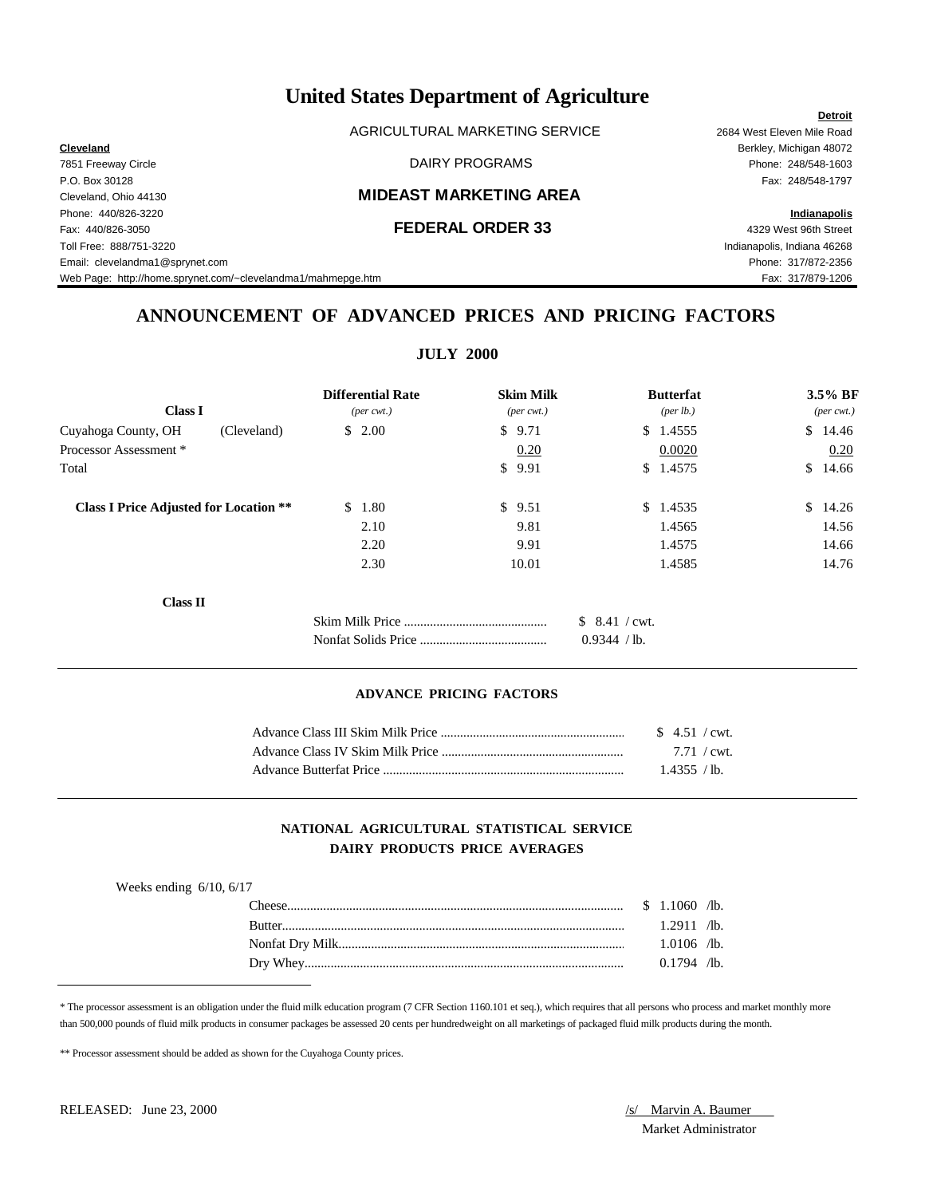# United States Department of Agriculture

AGRICULTURAL MARKETING SERVICE

DAIRY PROGRAMS

## MIDEAST MARKETING AREA

## FEDERAL ORDER 33

**Cleveland**
7851 Freeway Circle
P.O. Box 30128
Cleveland, Ohio 44130
Phone: 440/826-3220
Fax: 440/826-3050
Toll Free: 888/751-3220
Email: clevelandma1@sprynet.com
Web Page: http://home.sprynet.com/~clevelandma1/mahmepge.htm

**Detroit**
2684 West Eleven Mile Road
Berkley, Michigan 48072
Phone: 248/548-1603
Fax: 248/548-1797

**Indianapolis**
4329 West 96th Street
Indianapolis, Indiana 46268
Phone: 317/872-2356
Fax: 317/879-1206

## ANNOUNCEMENT OF ADVANCED PRICES AND PRICING FACTORS

### JULY 2000

| Class I | | Differential Rate *(per cwt.)* | Skim Milk *(per cwt.)* | Butterfat *(per lb.)* | 3.5% BF *(per cwt.)* |
|---|---|---|---|---|---|
| Cuyahoga County, OH | (Cleveland) | $ 2.00 | $ 9.71 | $ 1.4555 | $ 14.46 |
| Processor Assessment * | | | 0.20 | 0.0020 | 0.20 |
| Total | | | $ 9.91 | $ 1.4575 | $ 14.66 |
| **Class I Price Adjusted for Location \*\*** | | $ 1.80 | $ 9.51 | $ 1.4535 | $ 14.26 |
| | | 2.10 | 9.81 | 1.4565 | 14.56 |
| | | 2.20 | 9.91 | 1.4575 | 14.66 |
| | | 2.30 | 10.01 | 1.4585 | 14.76 |

**Class II**

| | |
|---|---|
| Skim Milk Price | $ 8.41 / cwt. |
| Nonfat Solids Price | 0.9344 / lb. |

### ADVANCE PRICING FACTORS

| | |
|---|---|
| Advance Class III Skim Milk Price | $ 4.51 / cwt. |
| Advance Class IV Skim Milk Price | 7.71 / cwt. |
| Advance Butterfat Price | 1.4355 / lb. |

### NATIONAL AGRICULTURAL STATISTICAL SERVICE
### DAIRY PRODUCTS PRICE AVERAGES

Weeks ending 6/10, 6/17

| | |
|---|---|
| Cheese | $ 1.1060 /lb. |
| Butter | 1.2911 /lb. |
| Nonfat Dry Milk | 1.0106 /lb. |
| Dry Whey | 0.1794 /lb. |

\* The processor assessment is an obligation under the fluid milk education program (7 CFR Section 1160.101 et seq.), which requires that all persons who process and market monthly more than 500,000 pounds of fluid milk products in consumer packages be assessed 20 cents per hundredweight on all marketings of packaged fluid milk products during the month.

\*\* Processor assessment should be added as shown for the Cuyahoga County prices.

RELEASED: June 23, 2000

/s/ Marvin A. Baumer
Market Administrator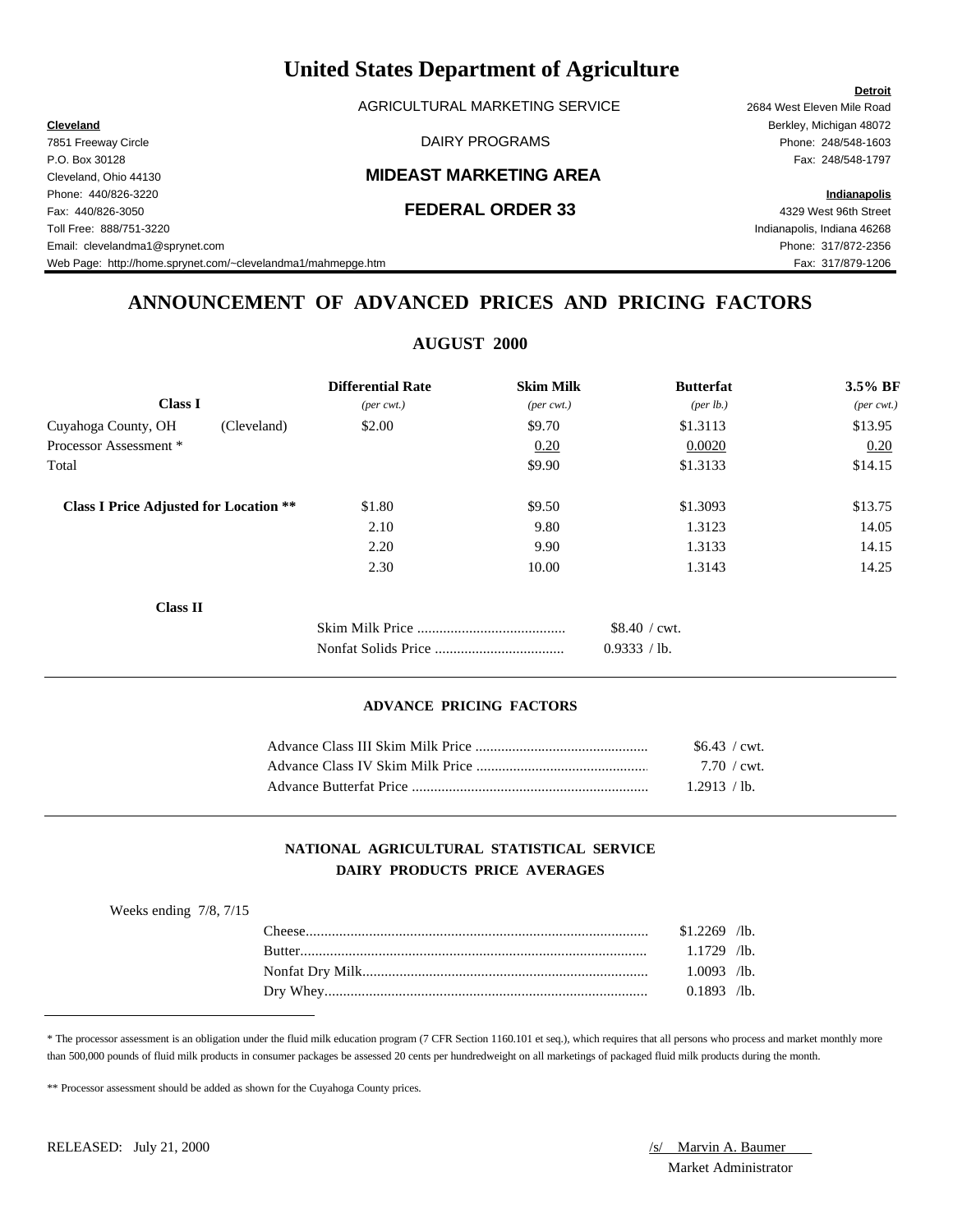# United States Department of Agriculture

AGRICULTURAL MARKETING SERVICE

DAIRY PROGRAMS

**MIDEAST MARKETING AREA**

**FEDERAL ORDER 33**

**Cleveland**
7851 Freeway Circle
P.O. Box 30128
Cleveland, Ohio 44130
Phone: 440/826-3220
Fax: 440/826-3050
Toll Free: 888/751-3220
Email: clevelandma1@sprynet.com
Web Page: http://home.sprynet.com/~clevelandma1/mahmepge.htm

**Detroit**
2684 West Eleven Mile Road
Berkley, Michigan 48072
Phone: 248/548-1603
Fax: 248/548-1797

**Indianapolis**
4329 West 96th Street
Indianapolis, Indiana 46268
Phone: 317/872-2356
Fax: 317/879-1206

## ANNOUNCEMENT OF ADVANCED PRICES AND PRICING FACTORS

### AUGUST 2000

| Class I | | Differential Rate *(per cwt.)* | Skim Milk *(per cwt.)* | Butterfat *(per lb.)* | 3.5% BF *(per cwt.)* |
|---|---|---|---|---|---|
| Cuyahoga County, OH | (Cleveland) | $2.00 | $9.70 | $1.3113 | $13.95 |
| Processor Assessment * | | | 0.20 | 0.0020 | 0.20 |
| Total | | | $9.90 | $1.3133 | $14.15 |
| **Class I Price Adjusted for Location \*\*** | | $1.80 | $9.50 | $1.3093 | $13.75 |
| | | 2.10 | 9.80 | 1.3123 | 14.05 |
| | | 2.20 | 9.90 | 1.3133 | 14.15 |
| | | 2.30 | 10.00 | 1.3143 | 14.25 |

**Class II**

| | |
|---|---|
| Skim Milk Price | $8.40 / cwt. |
| Nonfat Solids Price | 0.9333 / lb. |

#### ADVANCE PRICING FACTORS

| | |
|---|---|
| Advance Class III Skim Milk Price | $6.43 / cwt. |
| Advance Class IV Skim Milk Price | 7.70 / cwt. |
| Advance Butterfat Price | 1.2913 / lb. |

#### NATIONAL AGRICULTURAL STATISTICAL SERVICE
#### DAIRY PRODUCTS PRICE AVERAGES

Weeks ending 7/8, 7/15

| | |
|---|---|
| Cheese | $1.2269 /lb. |
| Butter | 1.1729 /lb. |
| Nonfat Dry Milk | 1.0093 /lb. |
| Dry Whey | 0.1893 /lb. |

* The processor assessment is an obligation under the fluid milk education program (7 CFR Section 1160.101 et seq.), which requires that all persons who process and market monthly more than 500,000 pounds of fluid milk products in consumer packages be assessed 20 cents per hundredweight on all marketings of packaged fluid milk products during the month.

** Processor assessment should be added as shown for the Cuyahoga County prices.

RELEASED: July 21, 2000

/s/ Marvin A. Baumer
Market Administrator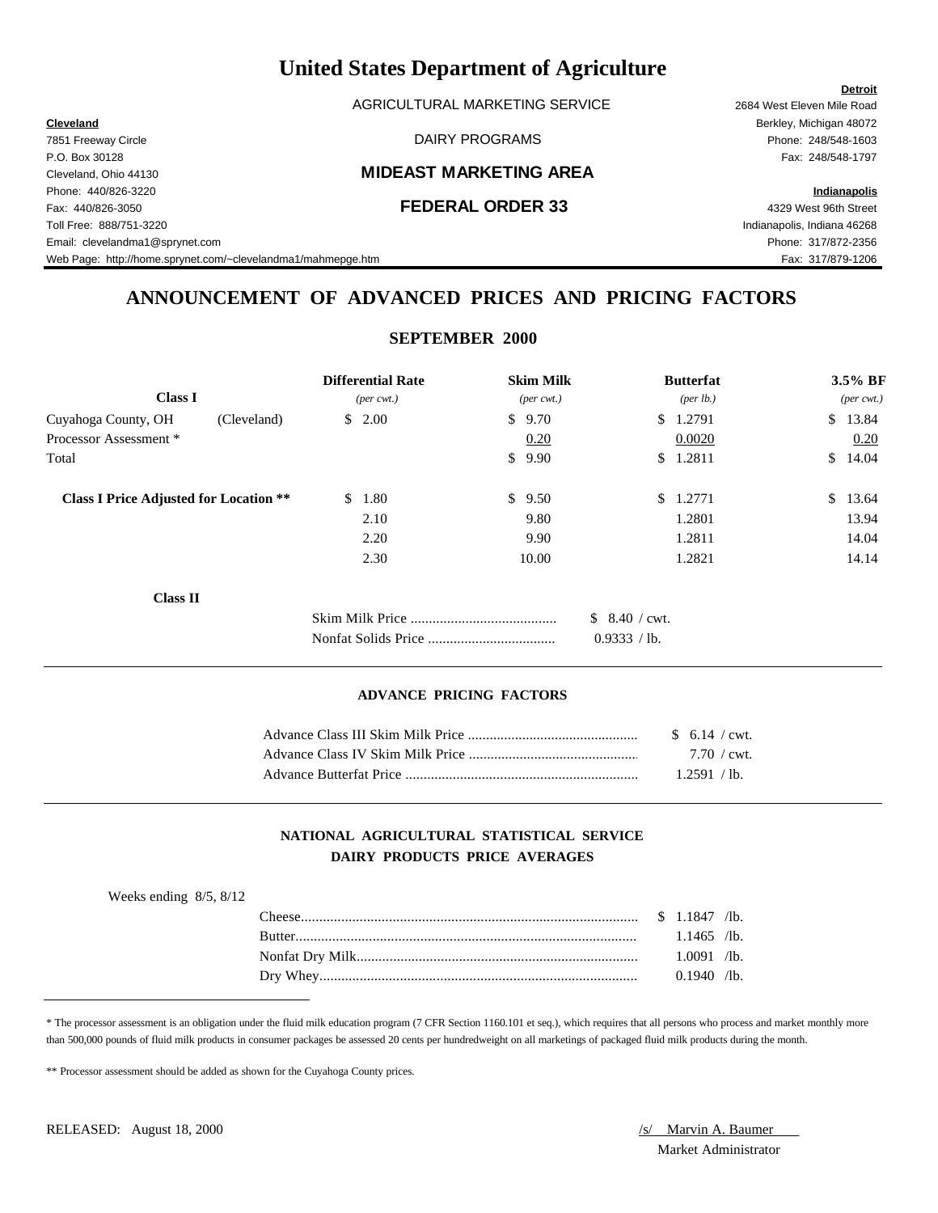# United States Department of Agriculture

AGRICULTURAL MARKETING SERVICE

DAIRY PROGRAMS

## MIDEAST MARKETING AREA

## FEDERAL ORDER 33

**Cleveland**
7851 Freeway Circle
P.O. Box 30128
Cleveland, Ohio 44130
Phone: 440/826-3220
Fax: 440/826-3050
Toll Free: 888/751-3220
Email: clevelandma1@sprynet.com
Web Page: http://home.sprynet.com/~clevelandma1/mahmepge.htm

**Detroit**
2684 West Eleven Mile Road
Berkley, Michigan 48072
Phone: 248/548-1603
Fax: 248/548-1797

**Indianapolis**
4329 West 96th Street
Indianapolis, Indiana 46268
Phone: 317/872-2356
Fax: 317/879-1206

# ANNOUNCEMENT OF ADVANCED PRICES AND PRICING FACTORS

## SEPTEMBER 2000

| **Class I** | | **Differential Rate** *(per cwt.)* | **Skim Milk** *(per cwt.)* | **Butterfat** *(per lb.)* | **3.5% BF** *(per cwt.)* |
|---|---|---|---|---|---|
| Cuyahoga County, OH | (Cleveland) | $ 2.00 | $ 9.70 | $ 1.2791 | $ 13.84 |
| Processor Assessment * | | | 0.20 | 0.0020 | 0.20 |
| Total | | | $ 9.90 | $ 1.2811 | $ 14.04 |
| **Class I Price Adjusted for Location \*\*** | | $ 1.80 | $ 9.50 | $ 1.2771 | $ 13.64 |
| | | 2.10 | 9.80 | 1.2801 | 13.94 |
| | | 2.20 | 9.90 | 1.2811 | 14.04 |
| | | 2.30 | 10.00 | 1.2821 | 14.14 |

**Class II**

| | |
|---|---|
| Skim Milk Price | $ 8.40 / cwt. |
| Nonfat Solids Price | 0.9333 / lb. |

### ADVANCE PRICING FACTORS

| | |
|---|---|
| Advance Class III Skim Milk Price | $ 6.14 / cwt. |
| Advance Class IV Skim Milk Price | 7.70 / cwt. |
| Advance Butterfat Price | 1.2591 / lb. |

### NATIONAL AGRICULTURAL STATISTICAL SERVICE
### DAIRY PRODUCTS PRICE AVERAGES

Weeks ending 8/5, 8/12

| | |
|---|---|
| Cheese | $ 1.1847 /lb. |
| Butter | 1.1465 /lb. |
| Nonfat Dry Milk | 1.0091 /lb. |
| Dry Whey | 0.1940 /lb. |

\* The processor assessment is an obligation under the fluid milk education program (7 CFR Section 1160.101 et seq.), which requires that all persons who process and market monthly more than 500,000 pounds of fluid milk products in consumer packages be assessed 20 cents per hundredweight on all marketings of packaged fluid milk products during the month.

\*\* Processor assessment should be added as shown for the Cuyahoga County prices.

RELEASED: August 18, 2000

/s/ Marvin A. Baumer
Market Administrator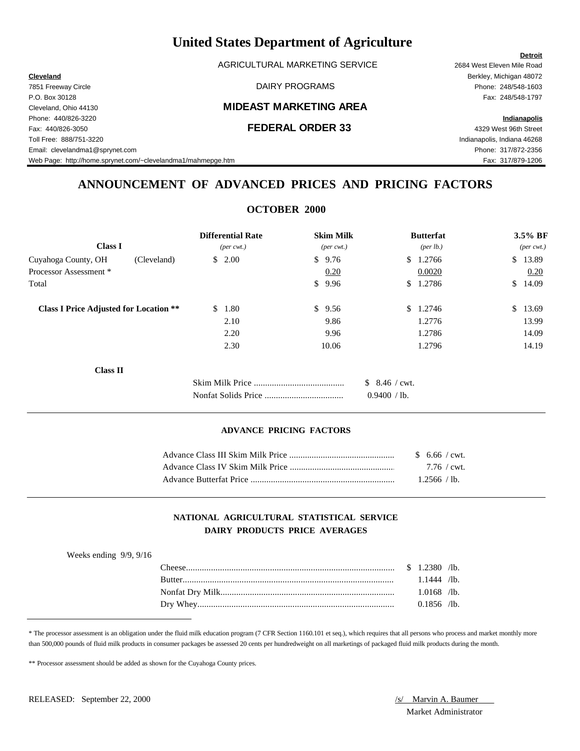# United States Department of Agriculture

AGRICULTURAL MARKETING SERVICE

DAIRY PROGRAMS

## MIDEAST MARKETING AREA

## FEDERAL ORDER 33

**Cleveland**
7851 Freeway Circle
P.O. Box 30128
Cleveland, Ohio 44130
Phone: 440/826-3220
Fax: 440/826-3050
Toll Free: 888/751-3220
Email: clevelandma1@sprynet.com
Web Page: http://home.sprynet.com/~clevelandma1/mahmepge.htm

**Detroit**
2684 West Eleven Mile Road
Berkley, Michigan 48072
Phone: 248/548-1603
Fax: 248/548-1797

**Indianapolis**
4329 West 96th Street
Indianapolis, Indiana 46268
Phone: 317/872-2356
Fax: 317/879-1206

## ANNOUNCEMENT OF ADVANCED PRICES AND PRICING FACTORS

### OCTOBER 2000

| **Class I** | | **Differential Rate** *(per cwt.)* | **Skim Milk** *(per cwt.)* | **Butterfat** *(per lb.)* | **3.5% BF** *(per cwt.)* |
|---|---|---|---|---|---|
| Cuyahoga County, OH | (Cleveland) | $ 2.00 | $ 9.76 | $ 1.2766 | $ 13.89 |
| Processor Assessment * | | | 0.20 | 0.0020 | 0.20 |
| Total | | | $ 9.96 | $ 1.2786 | $ 14.09 |
| **Class I Price Adjusted for Location** ** | | $ 1.80 | $ 9.56 | $ 1.2746 | $ 13.69 |
| | | 2.10 | 9.86 | 1.2776 | 13.99 |
| | | 2.20 | 9.96 | 1.2786 | 14.09 |
| | | 2.30 | 10.06 | 1.2796 | 14.19 |

**Class II**

| | |
|---|---|
| Skim Milk Price | $ 8.46 / cwt. |
| Nonfat Solids Price | 0.9400 / lb. |

#### ADVANCE PRICING FACTORS

| | |
|---|---|
| Advance Class III Skim Milk Price | $ 6.66 / cwt. |
| Advance Class IV Skim Milk Price | 7.76 / cwt. |
| Advance Butterfat Price | 1.2566 / lb. |

#### NATIONAL AGRICULTURAL STATISTICAL SERVICE
#### DAIRY PRODUCTS PRICE AVERAGES

Weeks ending 9/9, 9/16

| | |
|---|---|
| Cheese | $ 1.2380 /lb. |
| Butter | 1.1444 /lb. |
| Nonfat Dry Milk | 1.0168 /lb. |
| Dry Whey | 0.1856 /lb. |

* The processor assessment is an obligation under the fluid milk education program (7 CFR Section 1160.101 et seq.), which requires that all persons who process and market monthly more than 500,000 pounds of fluid milk products in consumer packages be assessed 20 cents per hundredweight on all marketings of packaged fluid milk products during the month.

** Processor assessment should be added as shown for the Cuyahoga County prices.

RELEASED: September 22, 2000

/s/ Marvin A. Baumer
Market Administrator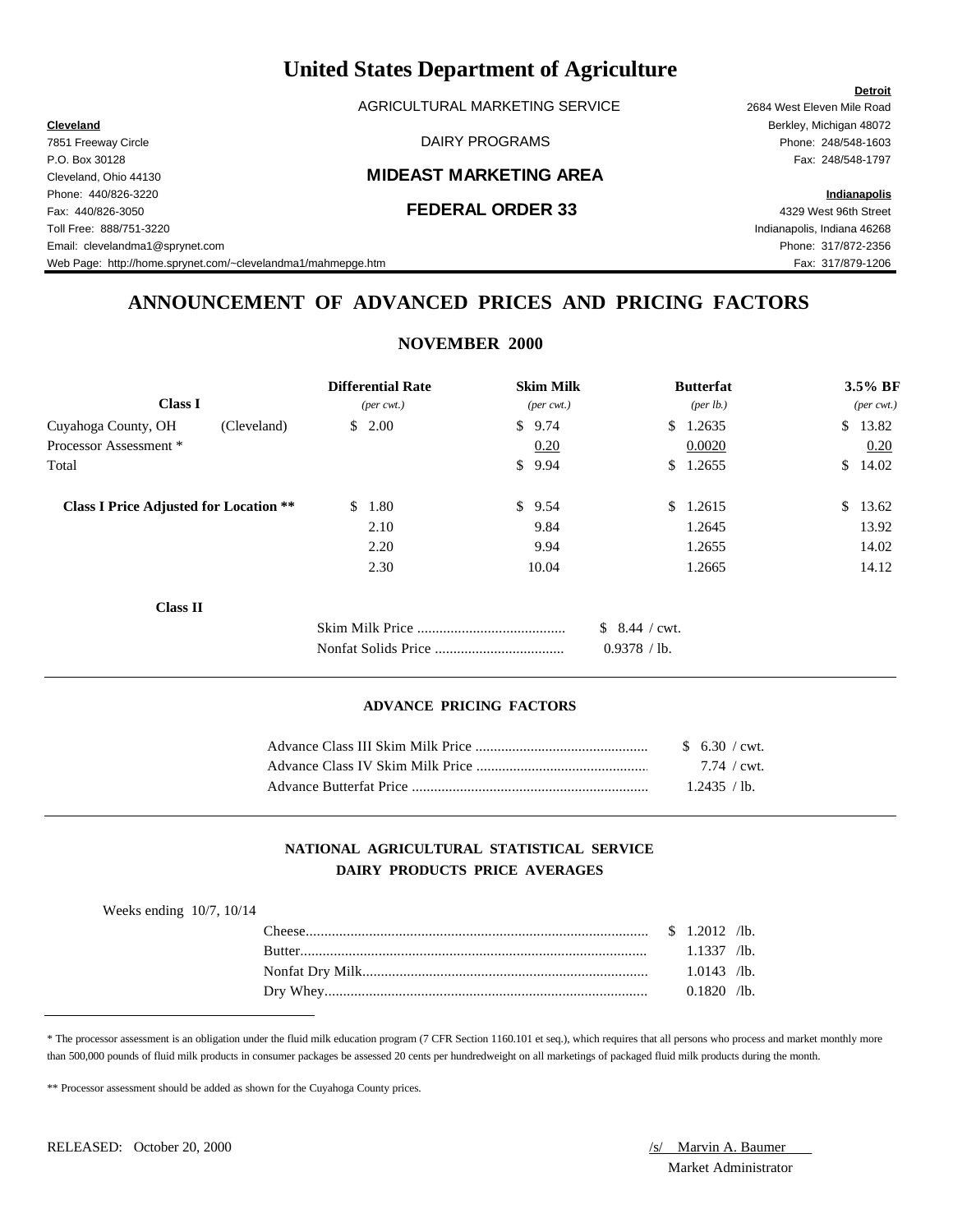# United States Department of Agriculture

AGRICULTURAL MARKETING SERVICE

DAIRY PROGRAMS

## MIDEAST MARKETING AREA

## FEDERAL ORDER 33

**Cleveland**
7851 Freeway Circle
P.O. Box 30128
Cleveland, Ohio 44130
Phone: 440/826-3220
Fax: 440/826-3050
Toll Free: 888/751-3220
Email: clevelandma1@sprynet.com
Web Page: http://home.sprynet.com/~clevelandma1/mahmepge.htm

**Detroit**
2684 West Eleven Mile Road
Berkley, Michigan 48072
Phone: 248/548-1603
Fax: 248/548-1797

**Indianapolis**
4329 West 96th Street
Indianapolis, Indiana 46268
Phone: 317/872-2356
Fax: 317/879-1206

## ANNOUNCEMENT OF ADVANCED PRICES AND PRICING FACTORS

### NOVEMBER 2000

| **Class I** | | **Differential Rate** *(per cwt.)* | **Skim Milk** *(per cwt.)* | **Butterfat** *(per lb.)* | **3.5% BF** *(per cwt.)* |
|---|---|---|---|---|---|
| Cuyahoga County, OH | (Cleveland) | $ 2.00 | $ 9.74 | $ 1.2635 | $ 13.82 |
| Processor Assessment * | | | 0.20 | 0.0020 | 0.20 |
| Total | | | $ 9.94 | $ 1.2655 | $ 14.02 |
| **Class I Price Adjusted for Location \*\*** | | $ 1.80 | $ 9.54 | $ 1.2615 | $ 13.62 |
| | | 2.10 | 9.84 | 1.2645 | 13.92 |
| | | 2.20 | 9.94 | 1.2655 | 14.02 |
| | | 2.30 | 10.04 | 1.2665 | 14.12 |

**Class II**

| | |
|---|---|
| Skim Milk Price ........................................ | $ 8.44 / cwt. |
| Nonfat Solids Price .................................. | 0.9378 / lb. |

### ADVANCE PRICING FACTORS

| | |
|---|---|
| Advance Class III Skim Milk Price .............................................. | $ 6.30 / cwt. |
| Advance Class IV Skim Milk Price .............................................. | 7.74 / cwt. |
| Advance Butterfat Price ............................................................... | 1.2435 / lb. |

### NATIONAL AGRICULTURAL STATISTICAL SERVICE
### DAIRY PRODUCTS PRICE AVERAGES

Weeks ending 10/7, 10/14

| | |
|---|---|
| Cheese.......................................................................................... | $ 1.2012 /lb. |
| Butter........................................................................................... | 1.1337 /lb. |
| Nonfat Dry Milk........................................................................... | 1.0143 /lb. |
| Dry Whey..................................................................................... | 0.1820 /lb. |

* The processor assessment is an obligation under the fluid milk education program (7 CFR Section 1160.101 et seq.), which requires that all persons who process and market monthly more than 500,000 pounds of fluid milk products in consumer packages be assessed 20 cents per hundredweight on all marketings of packaged fluid milk products during the month.

** Processor assessment should be added as shown for the Cuyahoga County prices.

RELEASED: October 20, 2000

/s/ Marvin A. Baumer
Market Administrator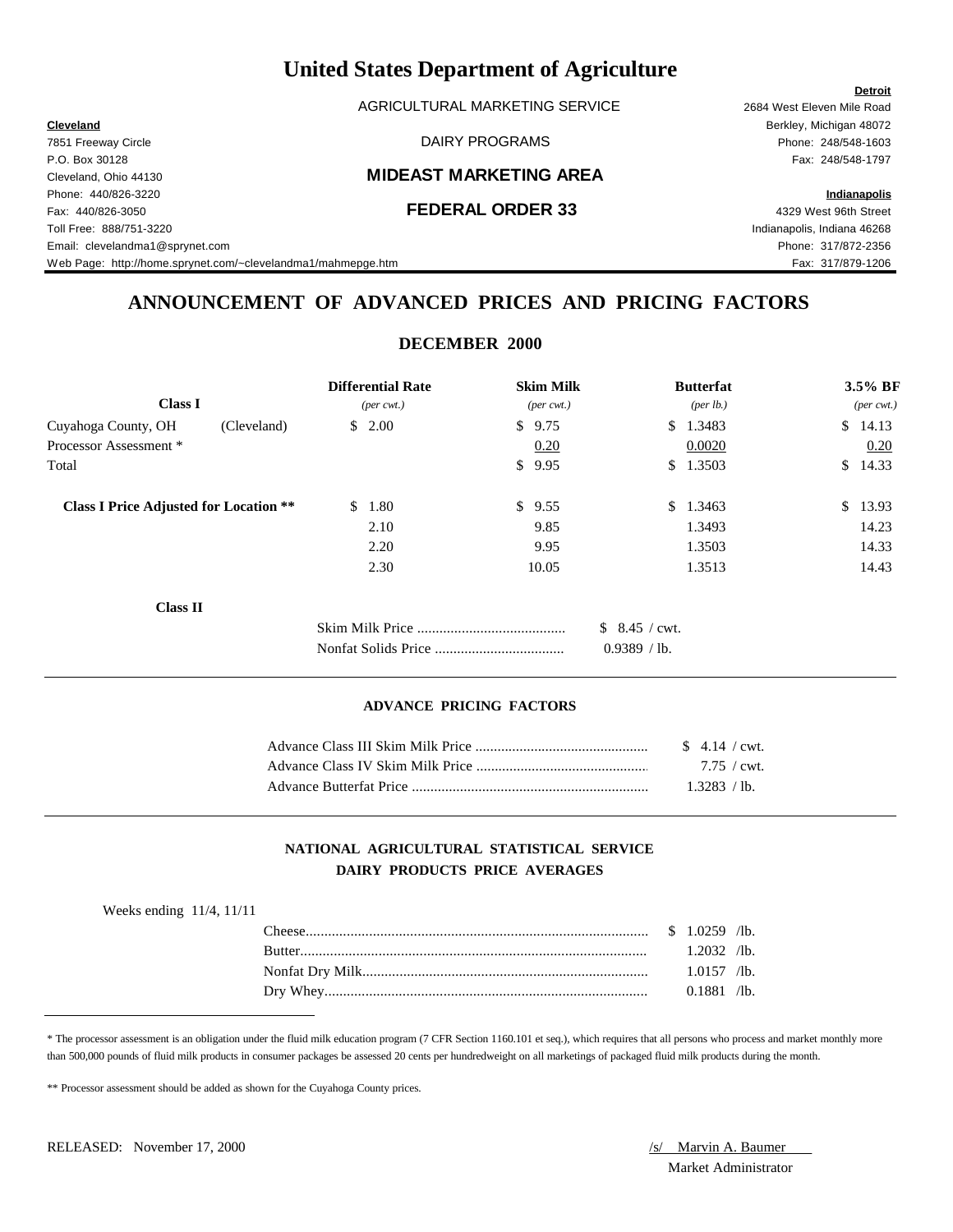# United States Department of Agriculture

AGRICULTURAL MARKETING SERVICE

DAIRY PROGRAMS

## MIDEAST MARKETING AREA

## FEDERAL ORDER 33

**Cleveland**
7851 Freeway Circle
P.O. Box 30128
Cleveland, Ohio 44130
Phone: 440/826-3220
Fax: 440/826-3050
Toll Free: 888/751-3220
Email: clevelandma1@sprynet.com
Web Page: http://home.sprynet.com/~clevelandma1/mahmepge.htm

**Detroit**
2684 West Eleven Mile Road
Berkley, Michigan 48072
Phone: 248/548-1603
Fax: 248/548-1797

**Indianapolis**
4329 West 96th Street
Indianapolis, Indiana 46268
Phone: 317/872-2356
Fax: 317/879-1206

# ANNOUNCEMENT OF ADVANCED PRICES AND PRICING FACTORS

## DECEMBER 2000

| **Class I** | | **Differential Rate** *(per cwt.)* | **Skim Milk** *(per cwt.)* | **Butterfat** *(per lb.)* | **3.5% BF** *(per cwt.)* |
|---|---|---|---|---|---|
| Cuyahoga County, OH | (Cleveland) | $ 2.00 | $ 9.75 | $ 1.3483 | $ 14.13 |
| Processor Assessment * | | | 0.20 | 0.0020 | 0.20 |
| Total | | | $ 9.95 | $ 1.3503 | $ 14.33 |
| **Class I Price Adjusted for Location \*\*** | | $ 1.80 | $ 9.55 | $ 1.3463 | $ 13.93 |
| | | 2.10 | 9.85 | 1.3493 | 14.23 |
| | | 2.20 | 9.95 | 1.3503 | 14.33 |
| | | 2.30 | 10.05 | 1.3513 | 14.43 |

**Class II**

| | |
|---|---|
| Skim Milk Price | $ 8.45 / cwt. |
| Nonfat Solids Price | 0.9389 / lb. |

### ADVANCE PRICING FACTORS

| | |
|---|---|
| Advance Class III Skim Milk Price | $ 4.14 / cwt. |
| Advance Class IV Skim Milk Price | 7.75 / cwt. |
| Advance Butterfat Price | 1.3283 / lb. |

### NATIONAL AGRICULTURAL STATISTICAL SERVICE
### DAIRY PRODUCTS PRICE AVERAGES

Weeks ending 11/4, 11/11

| | |
|---|---|
| Cheese | $ 1.0259 /lb. |
| Butter | 1.2032 /lb. |
| Nonfat Dry Milk | 1.0157 /lb. |
| Dry Whey | 0.1881 /lb. |

* The processor assessment is an obligation under the fluid milk education program (7 CFR Section 1160.101 et seq.), which requires that all persons who process and market monthly more than 500,000 pounds of fluid milk products in consumer packages be assessed 20 cents per hundredweight on all marketings of packaged fluid milk products during the month.

** Processor assessment should be added as shown for the Cuyahoga County prices.

RELEASED: November 17, 2000

/s/ Marvin A. Baumer
Market Administrator